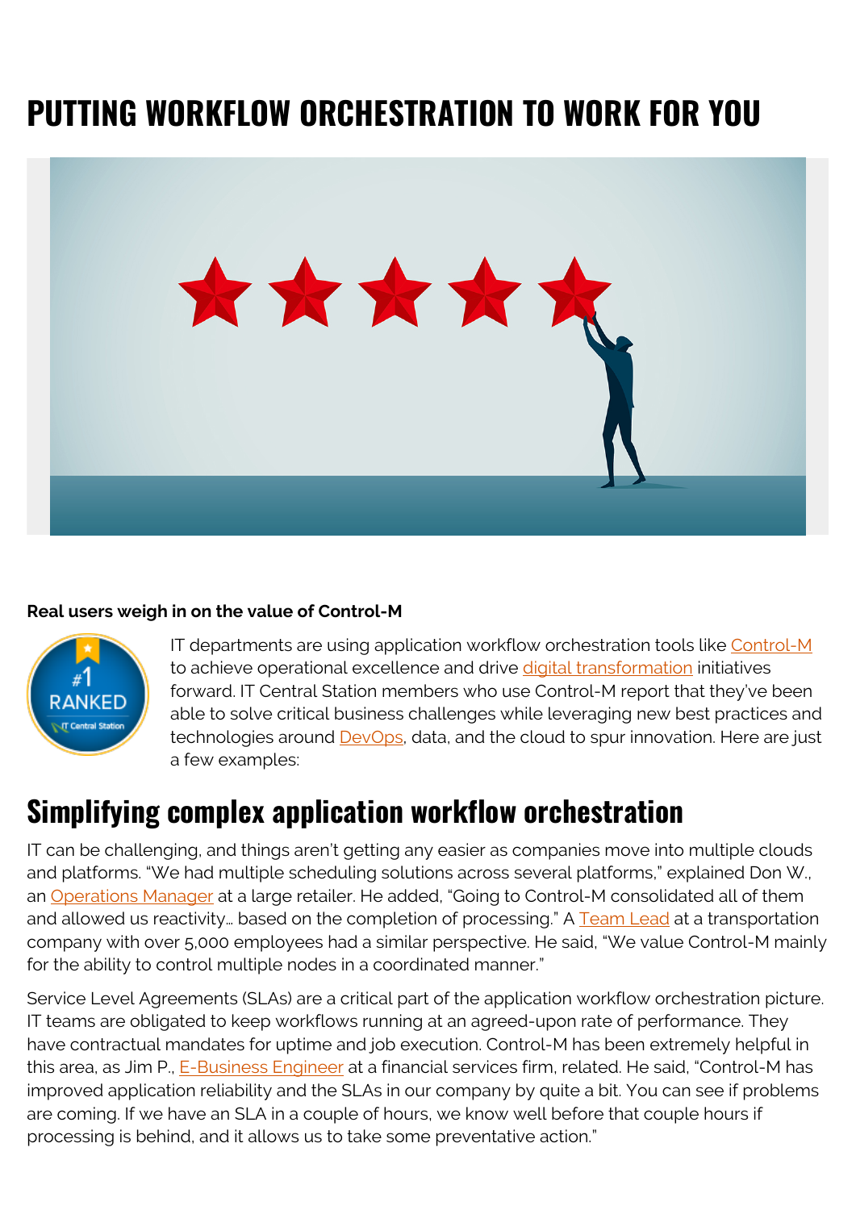# PUTTING WORKFLOW ORCHESTRATION TO WORK FOR YOU

**Real users weigh in on the value of Control-M**

IT departments are using application workflow orchestration tools like Control-M to achieve operational excellence and drive digital transformation initiatives forward. IT Central Station members who use Control-M report that they've been able to solve critical business challenges while leveraging new best practices and technologies around DevOps, data, and the cloud to spur innovation. Here are just a few examples:

## Simplifying complex application workflow orchestration

IT can be challenging, and things aren't getting any easier as companies move into multiple clouds and platforms. "We had multiple scheduling solutions across several platforms," explained Don W., an Operations Manager at a large retailer. He added, "Going to Control-M consolidated all of them and allowed us reactivity… based on the completion of processing." A Team Lead at a transportation company with over 5,000 employees had a similar perspective. He said, "We value Control-M mainly for the ability to control multiple nodes in a coordinated manner."

Service Level Agreements (SLAs) are a critical part of the application workflow orchestration picture. IT teams are obligated to keep workflows running at an agreed-upon rate of performance. They have contractual mandates for uptime and job execution. Control-M has been extremely helpful in this area, as Jim P., E-Business Engineer at a financial services firm, related. He said, "Control-M has improved application reliability and the SLAs in our company by quite a bit. You can see if problems are coming. If we have an SLA in a couple of hours, we know well before that couple hours if processing is behind, and it allows us to take some preventative action."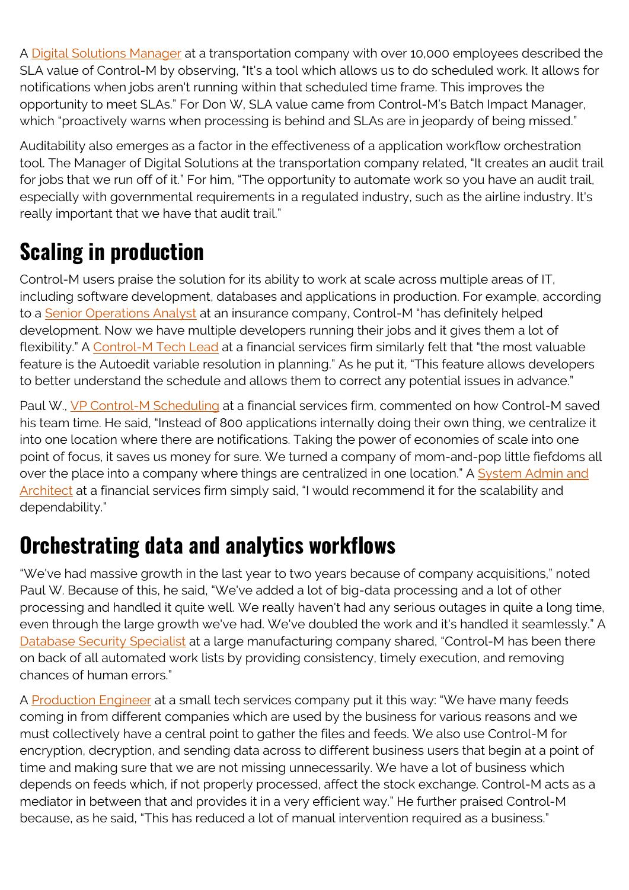A Digital Solutions Manager at a transportation company with over 10,000 employees described the SLA value of Control-M by observing, "It's a tool which allows us to do scheduled work. It allows for notifications when jobs aren't running within that scheduled time frame. This improves the opportunity to meet SLAs." For Don W, SLA value came from Control-M's Batch Impact Manager, which "proactively warns when processing is behind and SLAs are in jeopardy of being missed."

Auditability also emerges as a factor in the effectiveness of a application workflow orchestration tool. The Manager of Digital Solutions at the transportation company related, "It creates an audit trail for jobs that we run off of it." For him, "The opportunity to automate work so you have an audit trail, especially with governmental requirements in a regulated industry, such as the airline industry. It's really important that we have that audit trail."

## Scaling in production

Control-M users praise the solution for its ability to work at scale across multiple areas of IT, including software development, databases and applications in production. For example, according to a Senior Operations Analyst at an insurance company, Control-M "has definitely helped development. Now we have multiple developers running their jobs and it gives them a lot of flexibility." A Control-M Tech Lead at a financial services firm similarly felt that "the most valuable feature is the Autoedit variable resolution in planning." As he put it, "This feature allows developers to better understand the schedule and allows them to correct any potential issues in advance."

Paul W., VP Control-M Scheduling at a financial services firm, commented on how Control-M saved his team time. He said, "Instead of 800 applications internally doing their own thing, we centralize it into one location where there are notifications. Taking the power of economies of scale into one point of focus, it saves us money for sure. We turned a company of mom-and-pop little fiefdoms all over the place into a company where things are centralized in one location." A System Admin and Architect at a financial services firm simply said, "I would recommend it for the scalability and dependability."

## Orchestrating data and analytics workflows

"We've had massive growth in the last year to two years because of company acquisitions," noted Paul W. Because of this, he said, "We've added a lot of big-data processing and a lot of other processing and handled it quite well. We really haven't had any serious outages in quite a long time, even through the large growth we've had. We've doubled the work and it's handled it seamlessly." A Database Security Specialist at a large manufacturing company shared, "Control-M has been there on back of all automated work lists by providing consistency, timely execution, and removing chances of human errors."

A Production Engineer at a small tech services company put it this way: "We have many feeds coming in from different companies which are used by the business for various reasons and we must collectively have a central point to gather the files and feeds. We also use Control-M for encryption, decryption, and sending data across to different business users that begin at a point of time and making sure that we are not missing unnecessarily. We have a lot of business which depends on feeds which, if not properly processed, affect the stock exchange. Control-M acts as a mediator in between that and provides it in a very efficient way." He further praised Control-M because, as he said, "This has reduced a lot of manual intervention required as a business."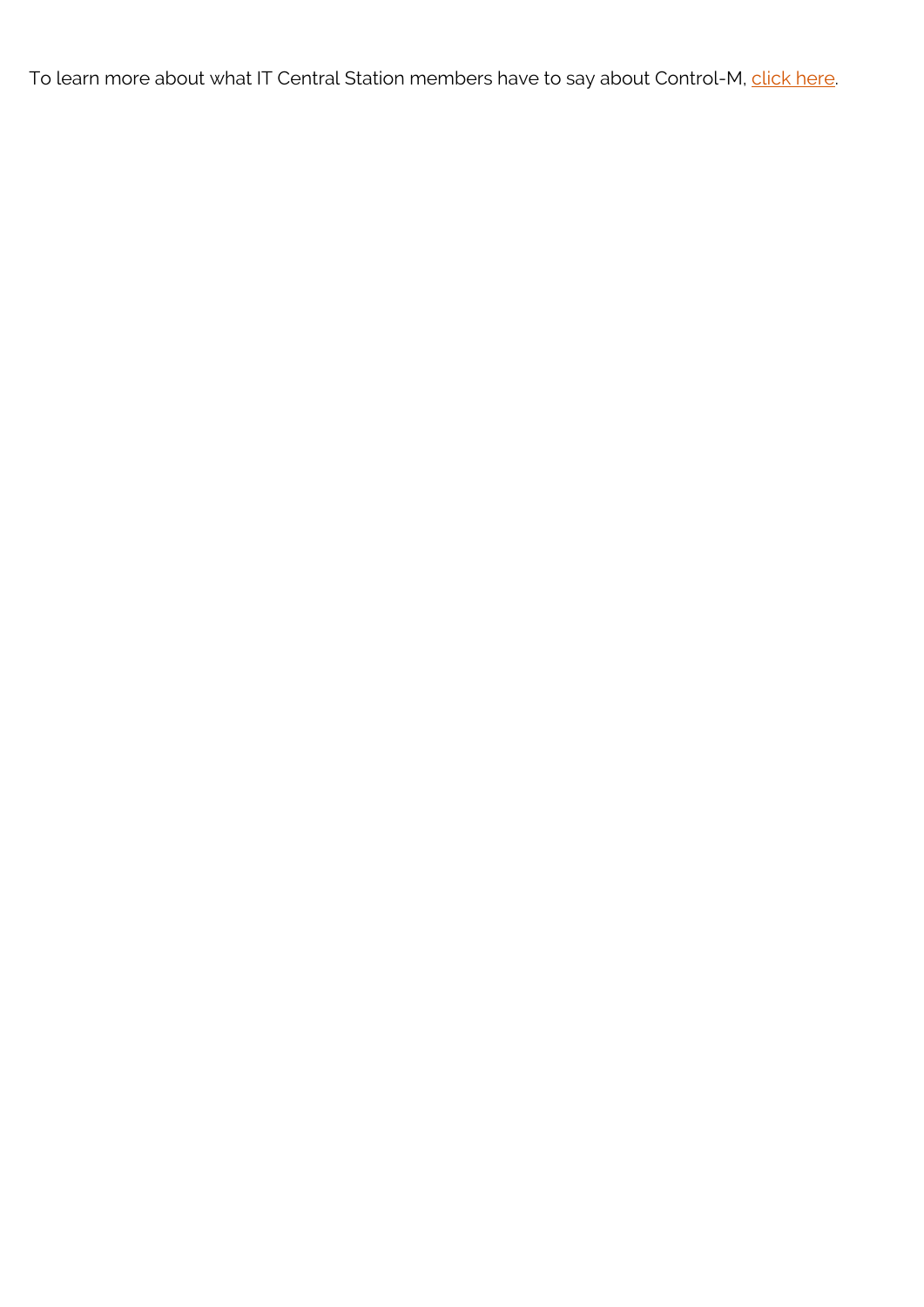To learn more about what IT Central Station members have to say about Control-M, click here.